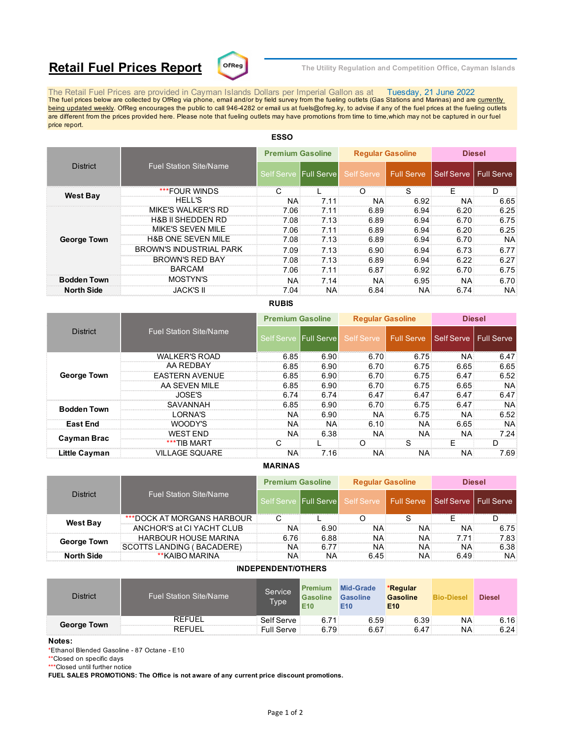# Retail Fuel Prices Report

The Utility Regulation and Competition Office, Cayman Islands

The Retail Fuel Prices are provided in Cayman Islands Dollars per Imperial Gallon as at Tuesday, 21 June 2022

The fuel prices below are collected by OfReg via phone, email and/or by field survey from the fueling outlets (Gas Stations and Marinas) and are currently being updated weekly. OfReg encourages the public to call 946-4282 or email us at fuels@ofreg.ky, to advise if any of the fuel prices at the fueling outlets are different from the prices provided here. Please note that fueling outlets may have promotions from time to time,which may not be captured in our fuel price report.

## ESSO

| District | Fuel Station Site/Name | Premium Gasoline | | Regular Gasoline | | Diesel | |
|---|---|---|---|---|---|---|---|
| | | Self Serve | Full Serve | Self Serve | Full Serve | Self Serve | Full Serve |
| West Bay | ***FOUR WINDS | C | L | O | S | E | D |
| | HELL'S | NA | 7.11 | NA | 6.92 | NA | 6.65 |
| George Town | MIKE'S WALKER'S RD | 7.06 | 7.11 | 6.89 | 6.94 | 6.20 | 6.25 |
| | H&B II SHEDDEN RD | 7.08 | 7.13 | 6.89 | 6.94 | 6.70 | 6.75 |
| | MIKE'S SEVEN MILE | 7.06 | 7.11 | 6.89 | 6.94 | 6.20 | 6.25 |
| | H&B ONE SEVEN MILE | 7.08 | 7.13 | 6.89 | 6.94 | 6.70 | NA |
| | BROWN'S INDUSTRIAL PARK | 7.09 | 7.13 | 6.90 | 6.94 | 6.73 | 6.77 |
| | BROWN'S RED BAY | 7.08 | 7.13 | 6.89 | 6.94 | 6.22 | 6.27 |
| | BARCAM | 7.06 | 7.11 | 6.87 | 6.92 | 6.70 | 6.75 |
| Bodden Town | MOSTYN'S | NA | 7.14 | NA | 6.95 | NA | 6.70 |
| North Side | JACK'S II | 7.04 | NA | 6.84 | NA | 6.74 | NA |

## RUBIS

| District | Fuel Station Site/Name | Premium Gasoline | | Regular Gasoline | | Diesel | |
|---|---|---|---|---|---|---|---|
| | | Self Serve | Full Serve | Self Serve | Full Serve | Self Serve | Full Serve |
| George Town | WALKER'S ROAD | 6.85 | 6.90 | 6.70 | 6.75 | NA | 6.47 |
| | AA REDBAY | 6.85 | 6.90 | 6.70 | 6.75 | 6.65 | 6.65 |
| | EASTERN AVENUE | 6.85 | 6.90 | 6.70 | 6.75 | 6.47 | 6.52 |
| | AA SEVEN MILE | 6.85 | 6.90 | 6.70 | 6.75 | 6.65 | NA |
| | JOSE'S | 6.74 | 6.74 | 6.47 | 6.47 | 6.47 | 6.47 |
| Bodden Town | SAVANNAH | 6.85 | 6.90 | 6.70 | 6.75 | 6.47 | NA |
| | LORNA'S | NA | 6.90 | NA | 6.75 | NA | 6.52 |
| East End | WOODY'S | NA | NA | 6.10 | NA | 6.65 | NA |
| Cayman Brac | WEST END | NA | 6.38 | NA | NA | NA | 7.24 |
| | ***TIB MART | C | L | O | S | E | D |
| Little Cayman | VILLAGE SQUARE | NA | 7.16 | NA | NA | NA | 7.69 |

## MARINAS

| District | Fuel Station Site/Name | Premium Gasoline | | Regular Gasoline | | Diesel | |
|---|---|---|---|---|---|---|---|
| | | Self Serve | Full Serve | Self Serve | Full Serve | Self Serve | Full Serve |
| West Bay | ***DOCK AT MORGANS HARBOUR | C | L | O | S | E | D |
| | ANCHOR'S at CI YACHT CLUB | NA | 6.90 | NA | NA | NA | 6.75 |
| George Town | HARBOUR HOUSE MARINA | 6.76 | 6.88 | NA | NA | 7.71 | 7.83 |
| | SCOTTS LANDING ( BACADERE) | NA | 6.77 | NA | NA | NA | 6.38 |
| North Side | **KAIBO MARINA | NA | NA | 6.45 | NA | 6.49 | NA |

## INDEPENDENT/OTHERS

| District | Fuel Station Site/Name | Service Type | Premium Gasoline E10 | Mid-Grade Gasoline E10 | *Regular Gasoline E10 | Bio-Diesel | Diesel |
|---|---|---|---|---|---|---|---|
| George Town | REFUEL | Self Serve | 6.71 | 6.59 | 6.39 | NA | 6.16 |
| | REFUEL | Full Serve | 6.79 | 6.67 | 6.47 | NA | 6.24 |

**Notes:**

*Ethanol Blended Gasoline - 87 Octane - E10

**Closed on specific days

***Closed until further notice

**FUEL SALES PROMOTIONS: The Office is not aware of any current price discount promotions.**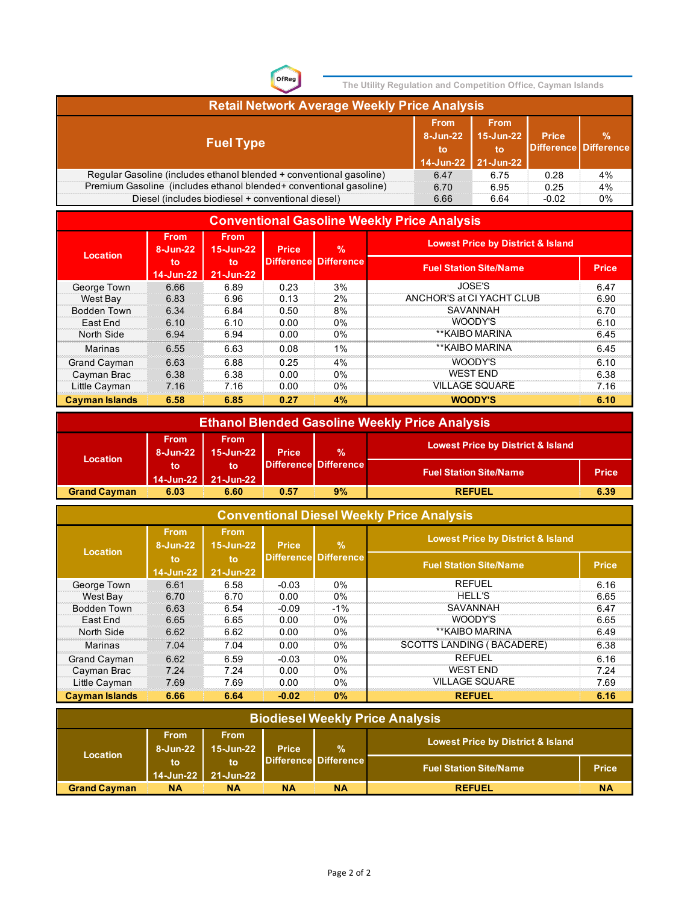The Utility Regulation and Competition Office, Cayman Islands

## Retail Network Average Weekly Price Analysis

| Fuel Type | From 8-Jun-22 to 14-Jun-22 | From 15-Jun-22 to 21-Jun-22 | Price Difference | % Difference |
|---|---|---|---|---|
| Regular Gasoline (includes ethanol blended + conventional gasoline) | 6.47 | 6.75 | 0.28 | 4% |
| Premium Gasoline (includes ethanol blended+ conventional gasoline) | 6.70 | 6.95 | 0.25 | 4% |
| Diesel (includes biodiesel + conventional diesel) | 6.66 | 6.64 | -0.02 | 0% |

## Conventional Gasoline Weekly Price Analysis

| Location | From 8-Jun-22 to 14-Jun-22 | From 15-Jun-22 to 21-Jun-22 | Price Difference | % Difference | Lowest Price by District & Island | |
|---|---|---|---|---|---|---|
| | | | | | Fuel Station Site/Name | Price |
| George Town | 6.66 | 6.89 | 0.23 | 3% | JOSE'S | 6.47 |
| West Bay | 6.83 | 6.96 | 0.13 | 2% | ANCHOR'S at CI YACHT CLUB | 6.90 |
| Bodden Town | 6.34 | 6.84 | 0.50 | 8% | SAVANNAH | 6.70 |
| East End | 6.10 | 6.10 | 0.00 | 0% | WOODY'S | 6.10 |
| North Side | 6.94 | 6.94 | 0.00 | 0% | **KAIBO MARINA | 6.45 |
| Marinas | 6.55 | 6.63 | 0.08 | 1% | **KAIBO MARINA | 6.45 |
| Grand Cayman | 6.63 | 6.88 | 0.25 | 4% | WOODY'S | 6.10 |
| Cayman Brac | 6.38 | 6.38 | 0.00 | 0% | WEST END | 6.38 |
| Little Cayman | 7.16 | 7.16 | 0.00 | 0% | VILLAGE SQUARE | 7.16 |
| **Cayman Islands** | **6.58** | **6.85** | **0.27** | **4%** | **WOODY'S** | **6.10** |

## Ethanol Blended Gasoline Weekly Price Analysis

| Location | From 8-Jun-22 to 14-Jun-22 | From 15-Jun-22 to 21-Jun-22 | Price Difference | % Difference | Lowest Price by District & Island | |
|---|---|---|---|---|---|---|
| | | | | | Fuel Station Site/Name | Price |
| **Grand Cayman** | **6.03** | **6.60** | **0.57** | **9%** | **REFUEL** | **6.39** |

## Conventional Diesel Weekly Price Analysis

| Location | From 8-Jun-22 to 14-Jun-22 | From 15-Jun-22 to 21-Jun-22 | Price Difference | % Difference | Lowest Price by District & Island | |
|---|---|---|---|---|---|---|
| | | | | | Fuel Station Site/Name | Price |
| George Town | 6.61 | 6.58 | -0.03 | 0% | REFUEL | 6.16 |
| West Bay | 6.70 | 6.70 | 0.00 | 0% | HELL'S | 6.65 |
| Bodden Town | 6.63 | 6.54 | -0.09 | -1% | SAVANNAH | 6.47 |
| East End | 6.65 | 6.65 | 0.00 | 0% | WOODY'S | 6.65 |
| North Side | 6.62 | 6.62 | 0.00 | 0% | **KAIBO MARINA | 6.49 |
| Marinas | 7.04 | 7.04 | 0.00 | 0% | SCOTTS LANDING ( BACADERE) | 6.38 |
| Grand Cayman | 6.62 | 6.59 | -0.03 | 0% | REFUEL | 6.16 |
| Cayman Brac | 7.24 | 7.24 | 0.00 | 0% | WEST END | 7.24 |
| Little Cayman | 7.69 | 7.69 | 0.00 | 0% | VILLAGE SQUARE | 7.69 |
| **Cayman Islands** | **6.66** | **6.64** | **-0.02** | **0%** | **REFUEL** | **6.16** |

## Biodiesel Weekly Price Analysis

| Location | From 8-Jun-22 to 14-Jun-22 | From 15-Jun-22 to 21-Jun-22 | Price Difference | % Difference | Lowest Price by District & Island | |
|---|---|---|---|---|---|---|
| | | | | | Fuel Station Site/Name | Price |
| **Grand Cayman** | **NA** | **NA** | **NA** | **NA** | **REFUEL** | **NA** |